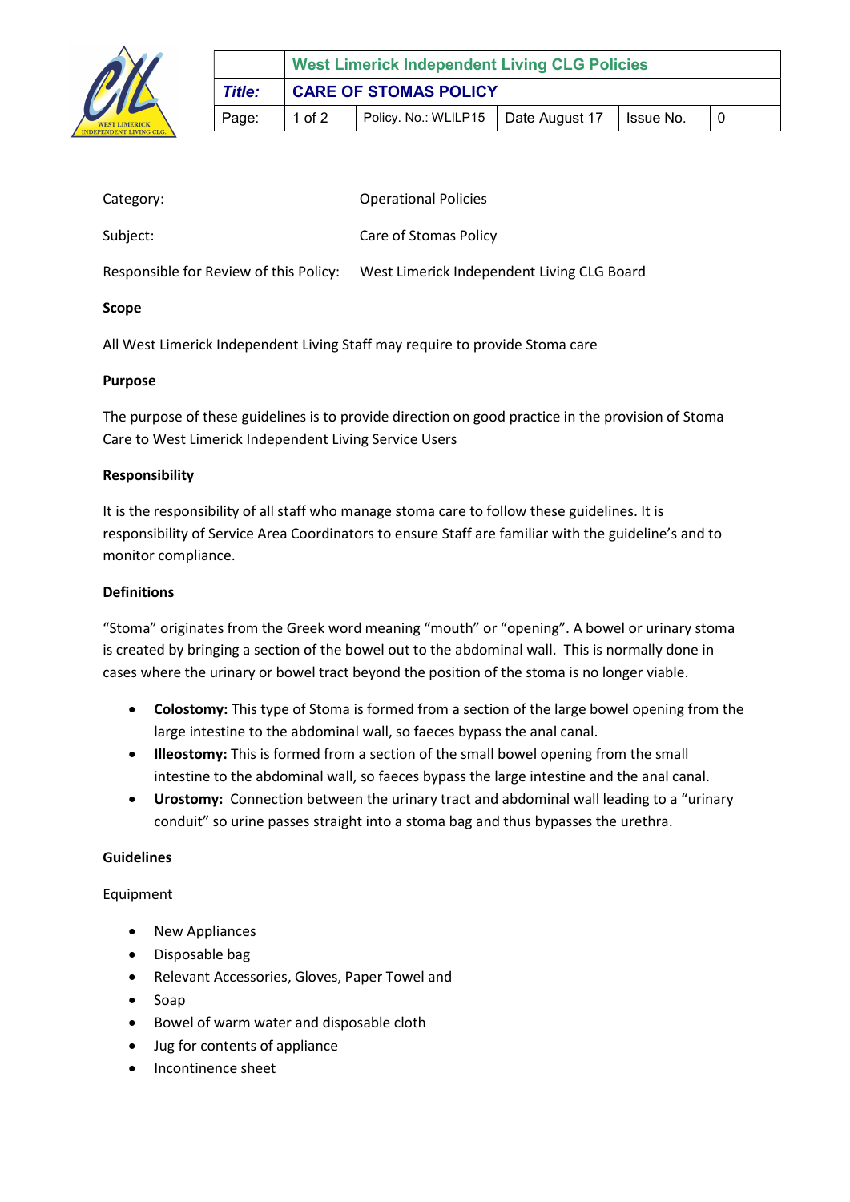| | West Limerick Independent Living CLG Policies | | | | |
|---|---|---|---|---|---|
| *Title:* | **CARE OF STOMAS POLICY** | | | | |
| Page: | 1 of 2 | Policy. No.: WLILP15 | Date August 17 | Issue No. | 0 |

Category: Operational Policies

Subject: Care of Stomas Policy

Responsible for Review of this Policy: West Limerick Independent Living CLG Board

**Scope**

All West Limerick Independent Living Staff may require to provide Stoma care

**Purpose**

The purpose of these guidelines is to provide direction on good practice in the provision of Stoma Care to West Limerick Independent Living Service Users

**Responsibility**

It is the responsibility of all staff who manage stoma care to follow these guidelines. It is responsibility of Service Area Coordinators to ensure Staff are familiar with the guideline's and to monitor compliance.

**Definitions**

"Stoma" originates from the Greek word meaning "mouth" or "opening". A bowel or urinary stoma is created by bringing a section of the bowel out to the abdominal wall. This is normally done in cases where the urinary or bowel tract beyond the position of the stoma is no longer viable.

- **Colostomy:** This type of Stoma is formed from a section of the large bowel opening from the large intestine to the abdominal wall, so faeces bypass the anal canal.
- **Illeostomy:** This is formed from a section of the small bowel opening from the small intestine to the abdominal wall, so faeces bypass the large intestine and the anal canal.
- **Urostomy:** Connection between the urinary tract and abdominal wall leading to a "urinary conduit" so urine passes straight into a stoma bag and thus bypasses the urethra.

**Guidelines**

Equipment

- New Appliances
- Disposable bag
- Relevant Accessories, Gloves, Paper Towel and
- Soap
- Bowel of warm water and disposable cloth
- Jug for contents of appliance
- Incontinence sheet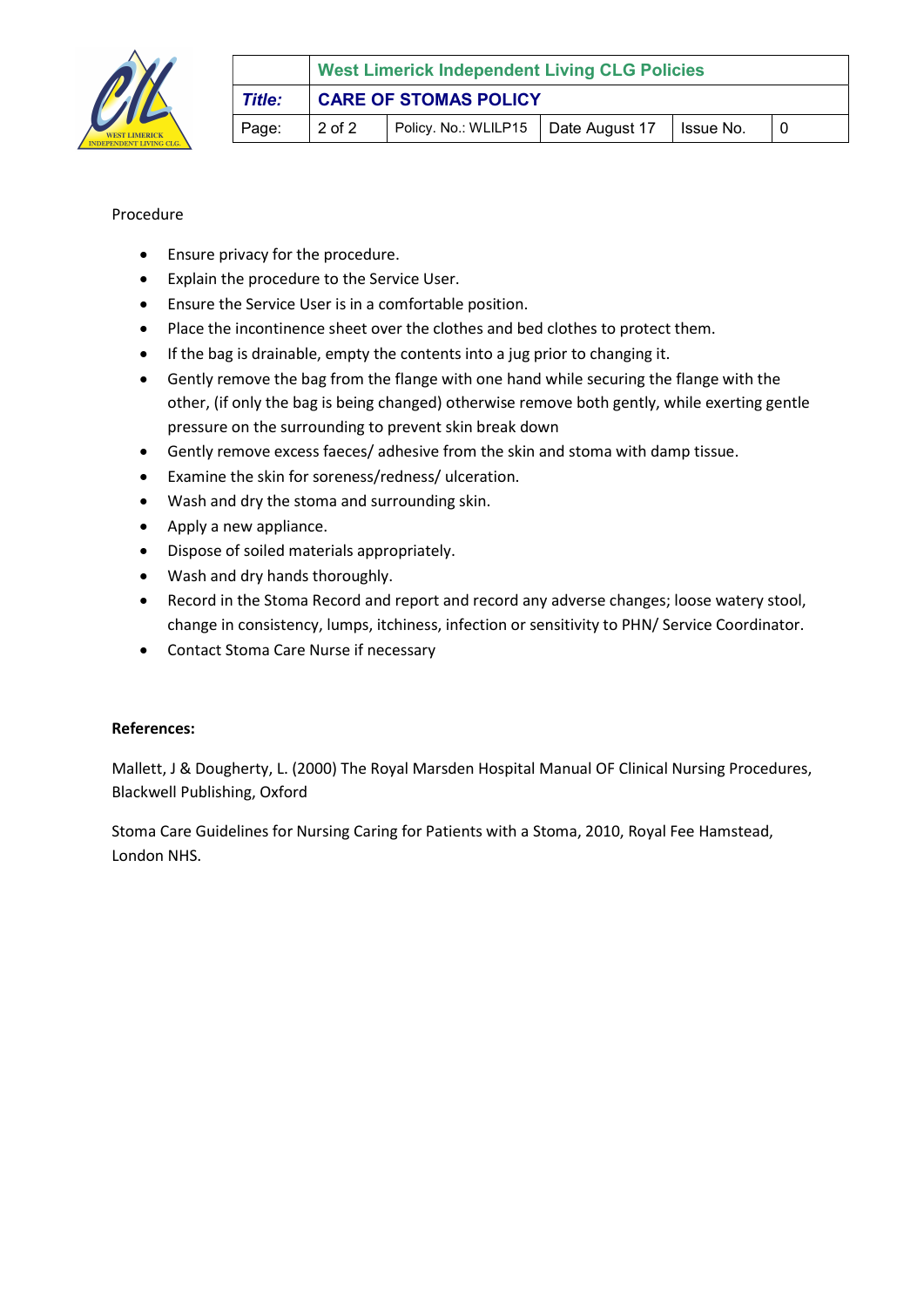Procedure

- Ensure privacy for the procedure.
- Explain the procedure to the Service User.
- Ensure the Service User is in a comfortable position.
- Place the incontinence sheet over the clothes and bed clothes to protect them.
- If the bag is drainable, empty the contents into a jug prior to changing it.
- Gently remove the bag from the flange with one hand while securing the flange with the other, (if only the bag is being changed) otherwise remove both gently, while exerting gentle pressure on the surrounding to prevent skin break down
- Gently remove excess faeces/ adhesive from the skin and stoma with damp tissue.
- Examine the skin for soreness/redness/ ulceration.
- Wash and dry the stoma and surrounding skin.
- Apply a new appliance.
- Dispose of soiled materials appropriately.
- Wash and dry hands thoroughly.
- Record in the Stoma Record and report and record any adverse changes; loose watery stool, change in consistency, lumps, itchiness, infection or sensitivity to PHN/ Service Coordinator.
- Contact Stoma Care Nurse if necessary

**References:**

Mallett, J & Dougherty, L. (2000) The Royal Marsden Hospital Manual OF Clinical Nursing Procedures, Blackwell Publishing, Oxford

Stoma Care Guidelines for Nursing Caring for Patients with a Stoma, 2010, Royal Fee Hamstead, London NHS.